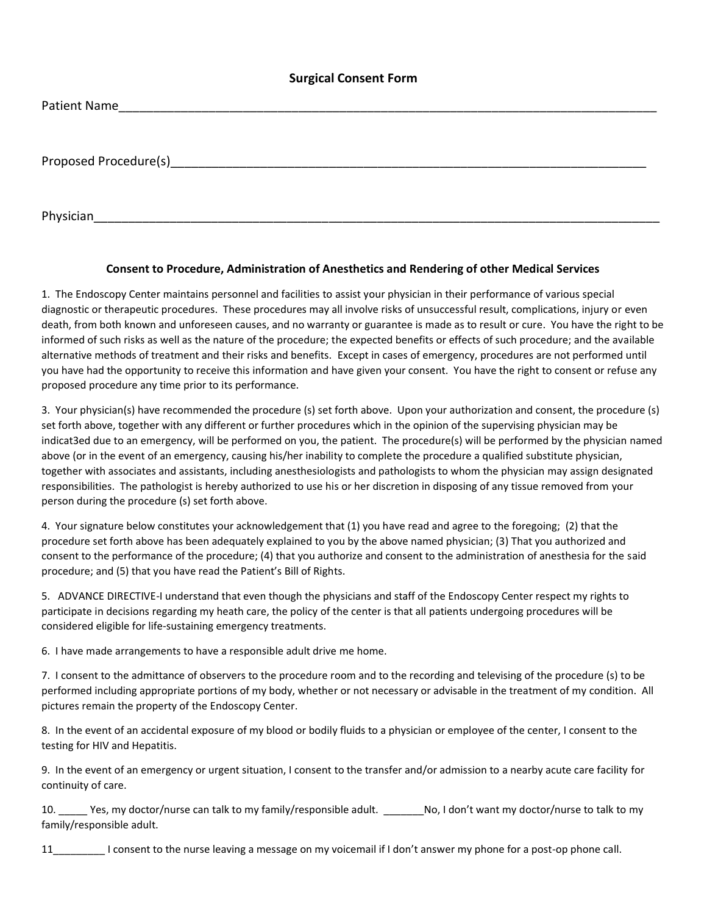# Surgical Consent Form

Patient Name_______________________________________________________________________________

Proposed Procedure(s)_______________________________________________________________________

Physician__________________________________________________________________________________

### Consent to Procedure, Administration of Anesthetics and Rendering of other Medical Services

1. The Endoscopy Center maintains personnel and facilities to assist your physician in their performance of various special diagnostic or therapeutic procedures. These procedures may all involve risks of unsuccessful result, complications, injury or even death, from both known and unforeseen causes, and no warranty or guarantee is made as to result or cure. You have the right to be informed of such risks as well as the nature of the procedure; the expected benefits or effects of such procedure; and the available alternative methods of treatment and their risks and benefits. Except in cases of emergency, procedures are not performed until you have had the opportunity to receive this information and have given your consent. You have the right to consent or refuse any proposed procedure any time prior to its performance.

3. Your physician(s) have recommended the procedure (s) set forth above. Upon your authorization and consent, the procedure (s) set forth above, together with any different or further procedures which in the opinion of the supervising physician may be indicat3ed due to an emergency, will be performed on you, the patient. The procedure(s) will be performed by the physician named above (or in the event of an emergency, causing his/her inability to complete the procedure a qualified substitute physician, together with associates and assistants, including anesthesiologists and pathologists to whom the physician may assign designated responsibilities. The pathologist is hereby authorized to use his or her discretion in disposing of any tissue removed from your person during the procedure (s) set forth above.

4. Your signature below constitutes your acknowledgement that (1) you have read and agree to the foregoing; (2) that the procedure set forth above has been adequately explained to you by the above named physician; (3) That you authorized and consent to the performance of the procedure; (4) that you authorize and consent to the administration of anesthesia for the said procedure; and (5) that you have read the Patient's Bill of Rights.

5. ADVANCE DIRECTIVE-I understand that even though the physicians and staff of the Endoscopy Center respect my rights to participate in decisions regarding my heath care, the policy of the center is that all patients undergoing procedures will be considered eligible for life-sustaining emergency treatments.

6. I have made arrangements to have a responsible adult drive me home.

7. I consent to the admittance of observers to the procedure room and to the recording and televising of the procedure (s) to be performed including appropriate portions of my body, whether or not necessary or advisable in the treatment of my condition. All pictures remain the property of the Endoscopy Center.

8. In the event of an accidental exposure of my blood or bodily fluids to a physician or employee of the center, I consent to the testing for HIV and Hepatitis.

9. In the event of an emergency or urgent situation, I consent to the transfer and/or admission to a nearby acute care facility for continuity of care.

10. _____ Yes, my doctor/nurse can talk to my family/responsible adult. _______No, I don't want my doctor/nurse to talk to my family/responsible adult.

11_________ I consent to the nurse leaving a message on my voicemail if I don't answer my phone for a post-op phone call.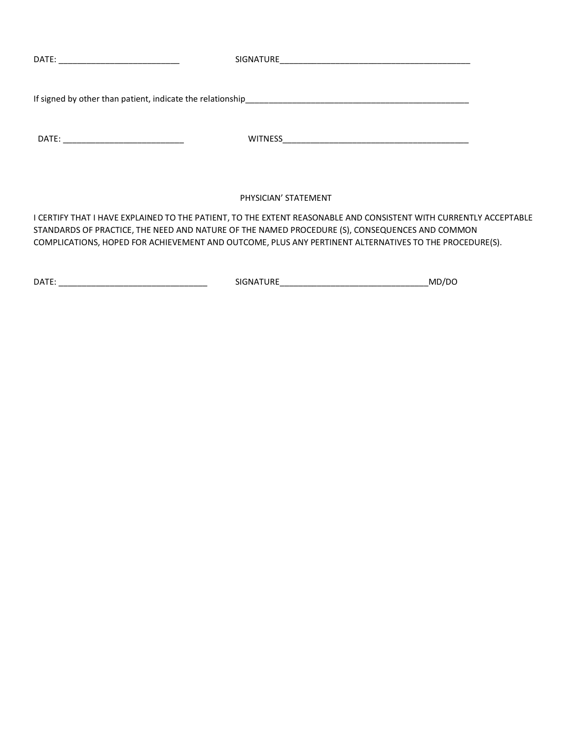DATE: __________________________ SIGNATURE__________________________________________

If signed by other than patient, indicate the relationship__________________________________________________

DATE: __________________________ WITNESS_________________________________________

PHYSICIAN' STATEMENT

I CERTIFY THAT I HAVE EXPLAINED TO THE PATIENT, TO THE EXTENT REASONABLE AND CONSISTENT WITH CURRENTLY ACCEPTABLE STANDARDS OF PRACTICE, THE NEED AND NATURE OF THE NAMED PROCEDURE (S), CONSEQUENCES AND COMMON COMPLICATIONS, HOPED FOR ACHIEVEMENT AND OUTCOME, PLUS ANY PERTINENT ALTERNATIVES TO THE PROCEDURE(S).

DATE: ________________________________ SIGNATURE________________________________MD/DO